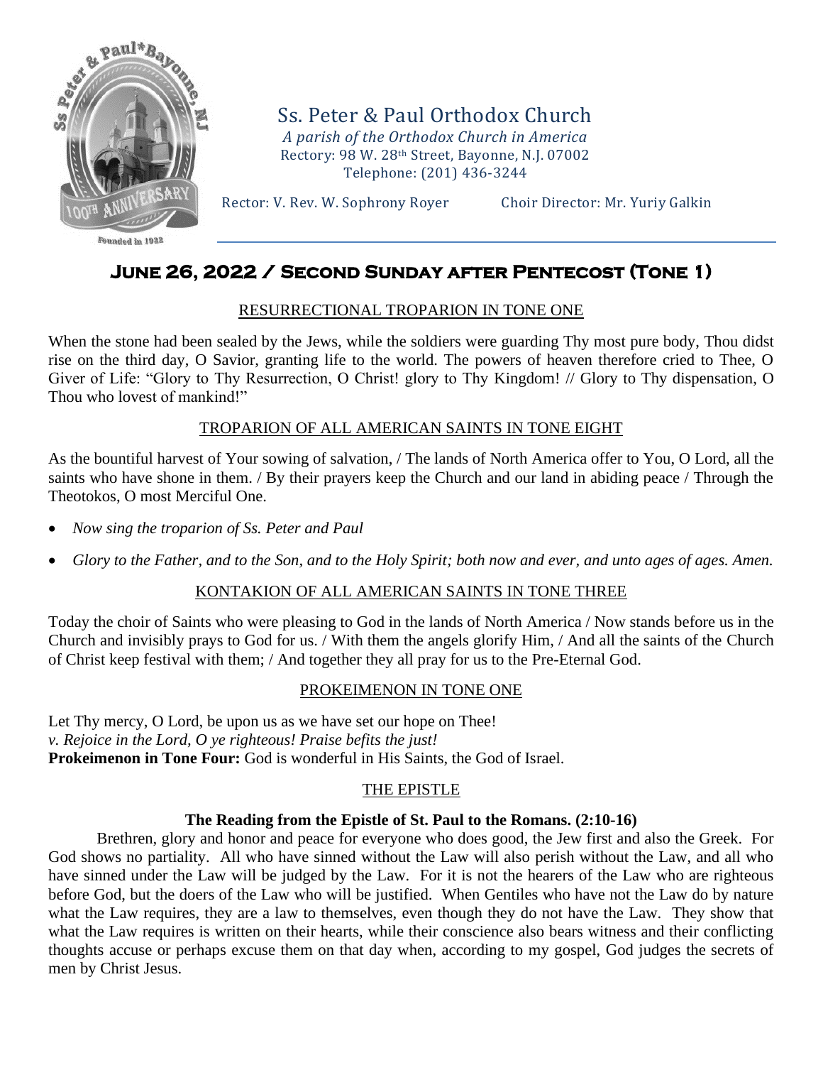# Ss. Peter & Paul Orthodox Church

*A parish of the Orthodox Church in America*
Rectory: 98 W. 28th Street, Bayonne, N.J. 07002
Telephone: (201) 436-3244

Rector: V. Rev. W. Sophrony Royer    Choir Director: Mr. Yuriy Galkin

## June 26, 2022 / Second Sunday after Pentecost (Tone 1)

### RESURRECTIONAL TROPARION IN TONE ONE

When the stone had been sealed by the Jews, while the soldiers were guarding Thy most pure body, Thou didst rise on the third day, O Savior, granting life to the world. The powers of heaven therefore cried to Thee, O Giver of Life: "Glory to Thy Resurrection, O Christ! glory to Thy Kingdom! // Glory to Thy dispensation, O Thou who lovest of mankind!"

### TROPARION OF ALL AMERICAN SAINTS IN TONE EIGHT

As the bountiful harvest of Your sowing of salvation, / The lands of North America offer to You, O Lord, all the saints who have shone in them. / By their prayers keep the Church and our land in abiding peace / Through the Theotokos, O most Merciful One.

- *Now sing the troparion of Ss. Peter and Paul*
- *Glory to the Father, and to the Son, and to the Holy Spirit; both now and ever, and unto ages of ages. Amen.*

### KONTAKION OF ALL AMERICAN SAINTS IN TONE THREE

Today the choir of Saints who were pleasing to God in the lands of North America / Now stands before us in the Church and invisibly prays to God for us. / With them the angels glorify Him, / And all the saints of the Church of Christ keep festival with them; / And together they all pray for us to the Pre-Eternal God.

### PROKEIMENON IN TONE ONE

Let Thy mercy, O Lord, be upon us as we have set our hope on Thee!
*v. Rejoice in the Lord, O ye righteous! Praise befits the just!*
**Prokeimenon in Tone Four:** God is wonderful in His Saints, the God of Israel.

### THE EPISTLE

**The Reading from the Epistle of St. Paul to the Romans. (2:10-16)**

Brethren, glory and honor and peace for everyone who does good, the Jew first and also the Greek. For God shows no partiality. All who have sinned without the Law will also perish without the Law, and all who have sinned under the Law will be judged by the Law. For it is not the hearers of the Law who are righteous before God, but the doers of the Law who will be justified. When Gentiles who have not the Law do by nature what the Law requires, they are a law to themselves, even though they do not have the Law. They show that what the Law requires is written on their hearts, while their conscience also bears witness and their conflicting thoughts accuse or perhaps excuse them on that day when, according to my gospel, God judges the secrets of men by Christ Jesus.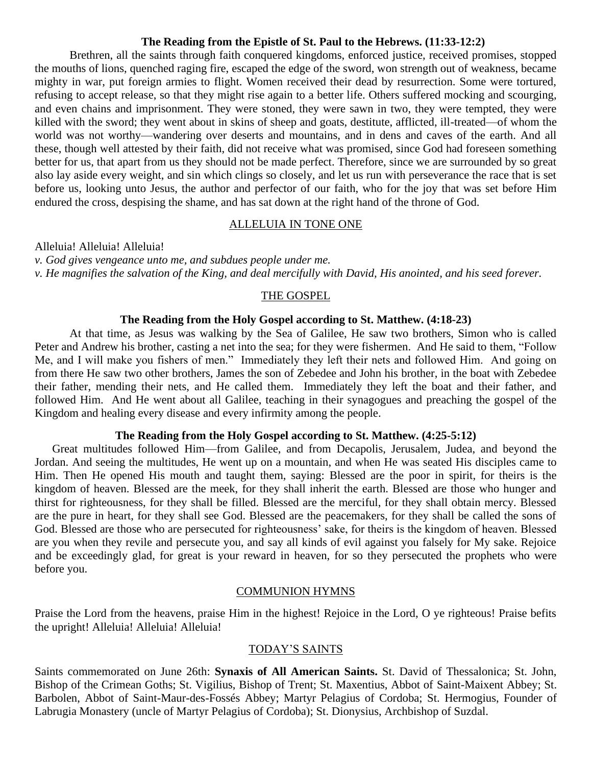**The Reading from the Epistle of St. Paul to the Hebrews. (11:33-12:2)**

Brethren, all the saints through faith conquered kingdoms, enforced justice, received promises, stopped the mouths of lions, quenched raging fire, escaped the edge of the sword, won strength out of weakness, became mighty in war, put foreign armies to flight. Women received their dead by resurrection. Some were tortured, refusing to accept release, so that they might rise again to a better life. Others suffered mocking and scourging, and even chains and imprisonment. They were stoned, they were sawn in two, they were tempted, they were killed with the sword; they went about in skins of sheep and goats, destitute, afflicted, ill-treated—of whom the world was not worthy—wandering over deserts and mountains, and in dens and caves of the earth. And all these, though well attested by their faith, did not receive what was promised, since God had foreseen something better for us, that apart from us they should not be made perfect. Therefore, since we are surrounded by so great also lay aside every weight, and sin which clings so closely, and let us run with perseverance the race that is set before us, looking unto Jesus, the author and perfector of our faith, who for the joy that was set before Him endured the cross, despising the shame, and has sat down at the right hand of the throne of God.

ALLELUIA IN TONE ONE

Alleluia! Alleluia! Alleluia!

*v. God gives vengeance unto me, and subdues people under me.*

*v. He magnifies the salvation of the King, and deal mercifully with David, His anointed, and his seed forever.*

THE GOSPEL

**The Reading from the Holy Gospel according to St. Matthew. (4:18-23)**

At that time, as Jesus was walking by the Sea of Galilee, He saw two brothers, Simon who is called Peter and Andrew his brother, casting a net into the sea; for they were fishermen. And He said to them, "Follow Me, and I will make you fishers of men." Immediately they left their nets and followed Him. And going on from there He saw two other brothers, James the son of Zebedee and John his brother, in the boat with Zebedee their father, mending their nets, and He called them. Immediately they left the boat and their father, and followed Him. And He went about all Galilee, teaching in their synagogues and preaching the gospel of the Kingdom and healing every disease and every infirmity among the people.

**The Reading from the Holy Gospel according to St. Matthew. (4:25-5:12)**

Great multitudes followed Him—from Galilee, and from Decapolis, Jerusalem, Judea, and beyond the Jordan. And seeing the multitudes, He went up on a mountain, and when He was seated His disciples came to Him. Then He opened His mouth and taught them, saying: Blessed are the poor in spirit, for theirs is the kingdom of heaven. Blessed are the meek, for they shall inherit the earth. Blessed are those who hunger and thirst for righteousness, for they shall be filled. Blessed are the merciful, for they shall obtain mercy. Blessed are the pure in heart, for they shall see God. Blessed are the peacemakers, for they shall be called the sons of God. Blessed are those who are persecuted for righteousness' sake, for theirs is the kingdom of heaven. Blessed are you when they revile and persecute you, and say all kinds of evil against you falsely for My sake. Rejoice and be exceedingly glad, for great is your reward in heaven, for so they persecuted the prophets who were before you.

COMMUNION HYMNS

Praise the Lord from the heavens, praise Him in the highest! Rejoice in the Lord, O ye righteous! Praise befits the upright! Alleluia! Alleluia! Alleluia!

TODAY'S SAINTS

Saints commemorated on June 26th: **Synaxis of All American Saints.** St. David of Thessalonica; St. John, Bishop of the Crimean Goths; St. Vigilius, Bishop of Trent; St. Maxentius, Abbot of Saint-Maixent Abbey; St. Barbolen, Abbot of Saint-Maur-des-Fossés Abbey; Martyr Pelagius of Cordoba; St. Hermogius, Founder of Labrugia Monastery (uncle of Martyr Pelagius of Cordoba); St. Dionysius, Archbishop of Suzdal.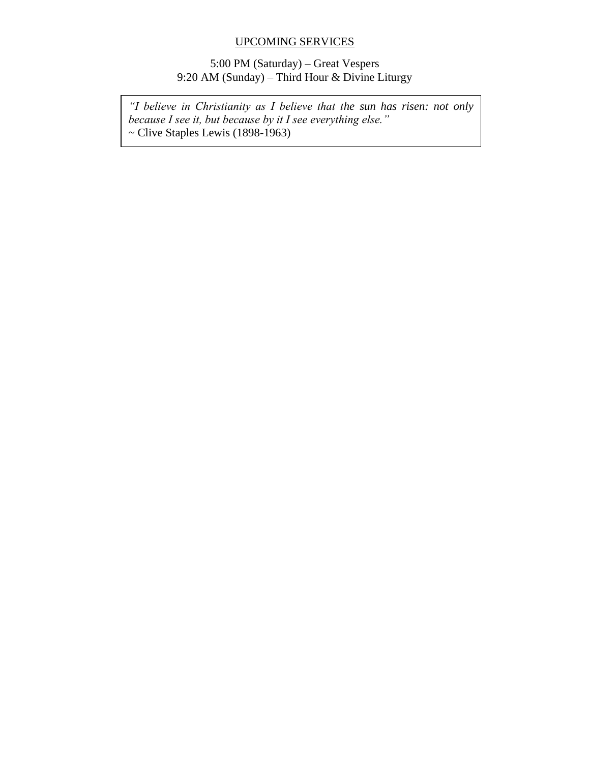## UPCOMING SERVICES

5:00 PM (Saturday) – Great Vespers
9:20 AM (Sunday) – Third Hour & Divine Liturgy

> *"I believe in Christianity as I believe that the sun has risen: not only because I see it, but because by it I see everything else."*
> ~ Clive Staples Lewis (1898-1963)